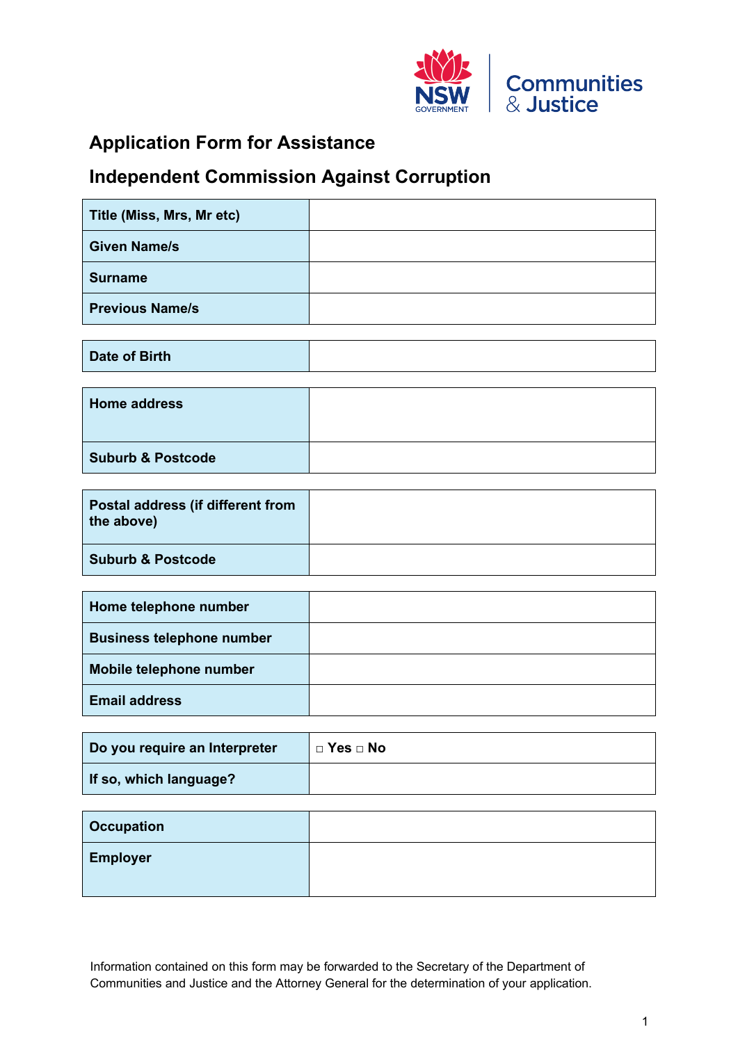# Application Form for Assistance

## Independent Commission Against Corruption

| | |
|---|---|
| **Title (Miss, Mrs, Mr etc)** | |
| **Given Name/s** | |
| **Surname** | |
| **Previous Name/s** | |

| | |
|---|---|
| **Date of Birth** | |

| | |
|---|---|
| **Home address** | |
| **Suburb & Postcode** | |

| | |
|---|---|
| **Postal address (if different from the above)** | |
| **Suburb & Postcode** | |

| | |
|---|---|
| **Home telephone number** | |
| **Business telephone number** | |
| **Mobile telephone number** | |
| **Email address** | |

| | |
|---|---|
| **Do you require an Interpreter** | □ **Yes** □ **No** |
| **If so, which language?** | |

| | |
|---|---|
| **Occupation** | |
| **Employer** | |

Information contained on this form may be forwarded to the Secretary of the Department of Communities and Justice and the Attorney General for the determination of your application.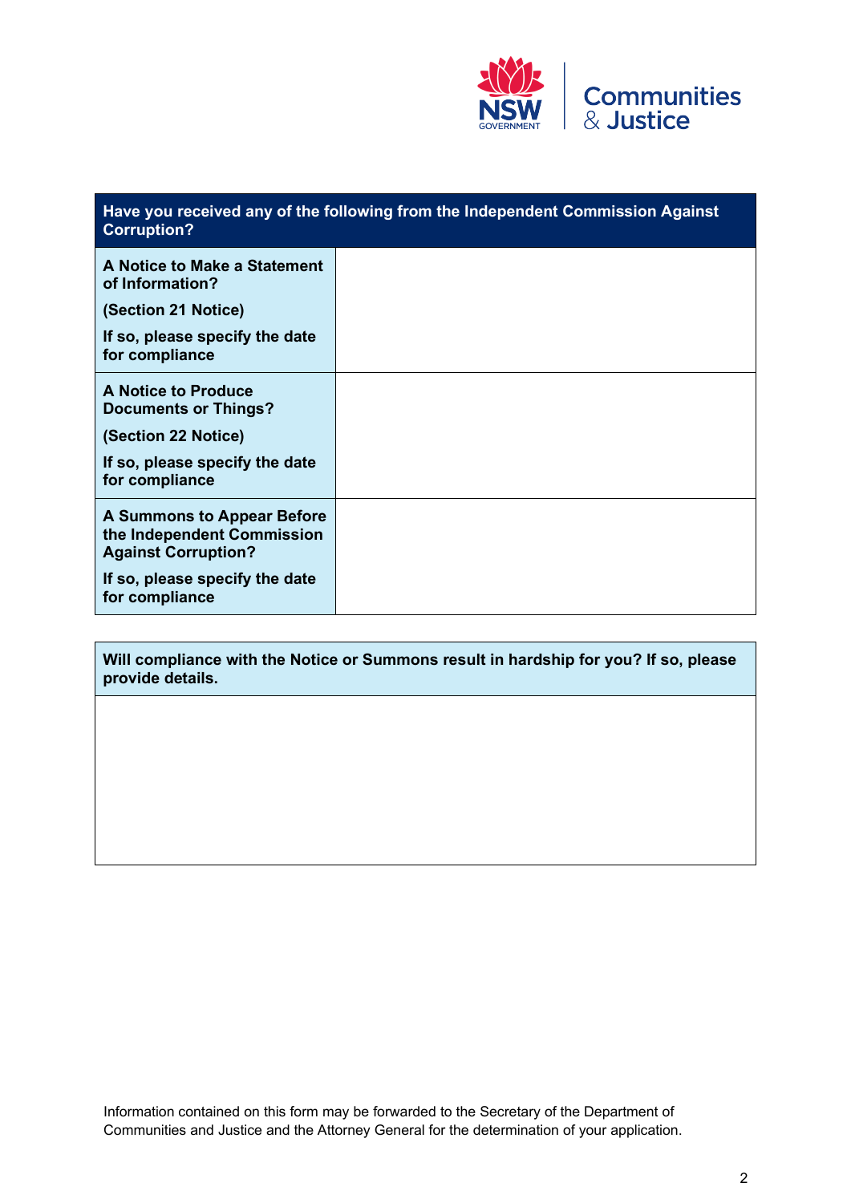| Have you received any of the following from the Independent Commission Against Corruption? | |
|---|---|
| **A Notice to Make a Statement of Information?**<br><br>**(Section 21 Notice)**<br><br>**If so, please specify the date for compliance** | |
| **A Notice to Produce Documents or Things?**<br><br>**(Section 22 Notice)**<br><br>**If so, please specify the date for compliance** | |
| **A Summons to Appear Before the Independent Commission Against Corruption?**<br><br>**If so, please specify the date for compliance** | |

| Will compliance with the Notice or Summons result in hardship for you? If so, please provide details. |
|---|
| |

Information contained on this form may be forwarded to the Secretary of the Department of Communities and Justice and the Attorney General for the determination of your application.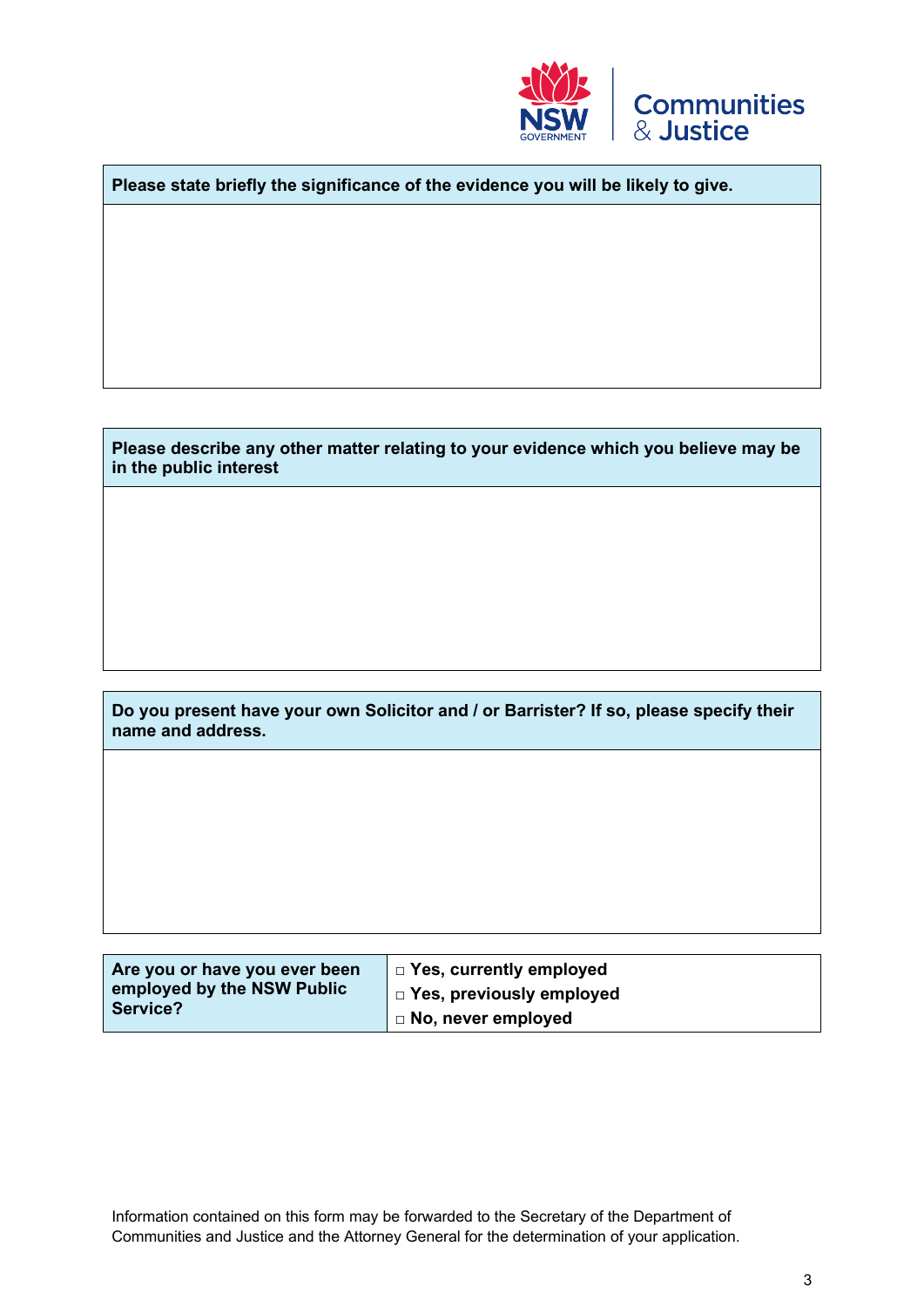| Please state briefly the significance of the evidence you will be likely to give. |
| --- |
| |

| Please describe any other matter relating to your evidence which you believe may be in the public interest |
| --- |
| |

| Do you present have your own Solicitor and / or Barrister? If so, please specify their name and address. |
| --- |
| |

| Are you or have you ever been employed by the NSW Public Service? | □ Yes, currently employed<br>□ Yes, previously employed<br>□ No, never employed |
| --- | --- |

Information contained on this form may be forwarded to the Secretary of the Department of Communities and Justice and the Attorney General for the determination of your application.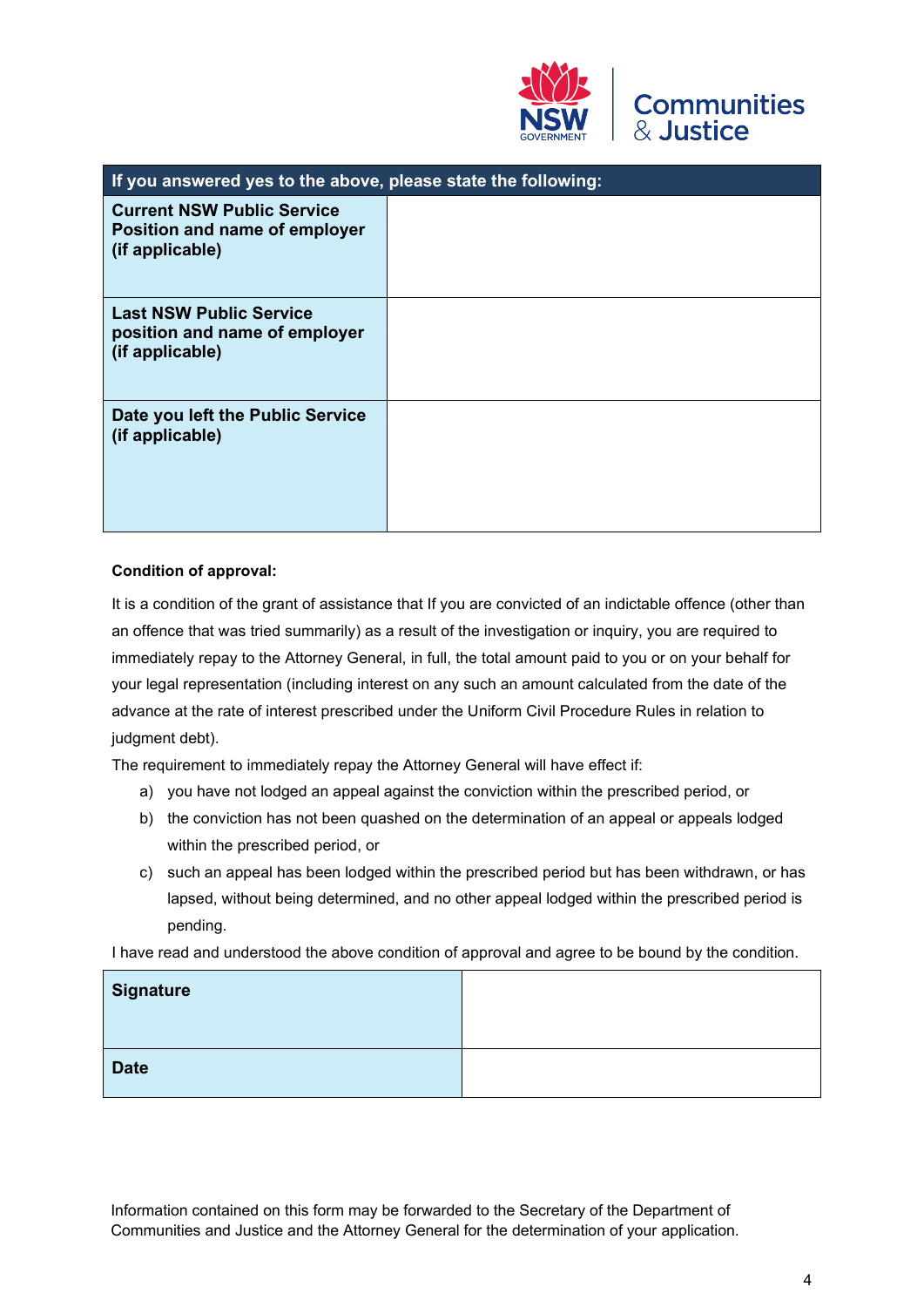| If you answered yes to the above, please state the following: | |
|---|---|
| **Current NSW Public Service Position and name of employer (if applicable)** | |
| **Last NSW Public Service position and name of employer (if applicable)** | |
| **Date you left the Public Service (if applicable)** | |

**Condition of approval:**

It is a condition of the grant of assistance that If you are convicted of an indictable offence (other than an offence that was tried summarily) as a result of the investigation or inquiry, you are required to immediately repay to the Attorney General, in full, the total amount paid to you or on your behalf for your legal representation (including interest on any such an amount calculated from the date of the advance at the rate of interest prescribed under the Uniform Civil Procedure Rules in relation to judgment debt).

The requirement to immediately repay the Attorney General will have effect if:

a) you have not lodged an appeal against the conviction within the prescribed period, or
b) the conviction has not been quashed on the determination of an appeal or appeals lodged within the prescribed period, or
c) such an appeal has been lodged within the prescribed period but has been withdrawn, or has lapsed, without being determined, and no other appeal lodged within the prescribed period is pending.

I have read and understood the above condition of approval and agree to be bound by the condition.

| **Signature** | |
|---|---|
| **Date** | |

Information contained on this form may be forwarded to the Secretary of the Department of Communities and Justice and the Attorney General for the determination of your application.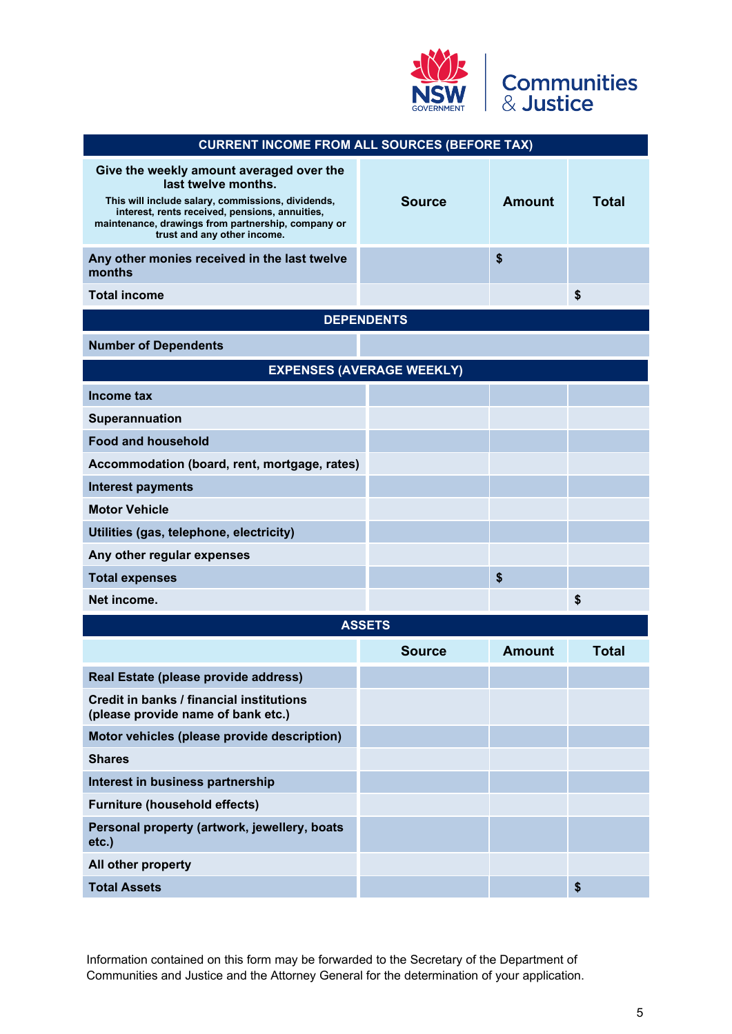Communities & Justice

| CURRENT INCOME FROM ALL SOURCES (BEFORE TAX) | | | |
|---|---|---|---|
| **Give the weekly amount averaged over the last twelve months.** This will include salary, commissions, dividends, interest, rents received, pensions, annuities, maintenance, drawings from partnership, company or trust and any other income. | **Source** | **Amount** | **Total** |
| **Any other monies received in the last twelve months** | | $ | |
| **Total income** | | | $ |

| DEPENDENTS | |
|---|---|
| **Number of Dependents** | |

| EXPENSES (AVERAGE WEEKLY) | | | |
|---|---|---|---|
| **Income tax** | | | |
| **Superannuation** | | | |
| **Food and household** | | | |
| **Accommodation (board, rent, mortgage, rates)** | | | |
| **Interest payments** | | | |
| **Motor Vehicle** | | | |
| **Utilities (gas, telephone, electricity)** | | | |
| **Any other regular expenses** | | | |
| **Total expenses** | | $ | |
| **Net income.** | | | $ |

| ASSETS | | | |
|---|---|---|---|
| | **Source** | **Amount** | **Total** |
| **Real Estate (please provide address)** | | | |
| **Credit in banks / financial institutions (please provide name of bank etc.)** | | | |
| **Motor vehicles (please provide description)** | | | |
| **Shares** | | | |
| **Interest in business partnership** | | | |
| **Furniture (household effects)** | | | |
| **Personal property (artwork, jewellery, boats etc.)** | | | |
| **All other property** | | | |
| **Total Assets** | | | $ |

Information contained on this form may be forwarded to the Secretary of the Department of Communities and Justice and the Attorney General for the determination of your application.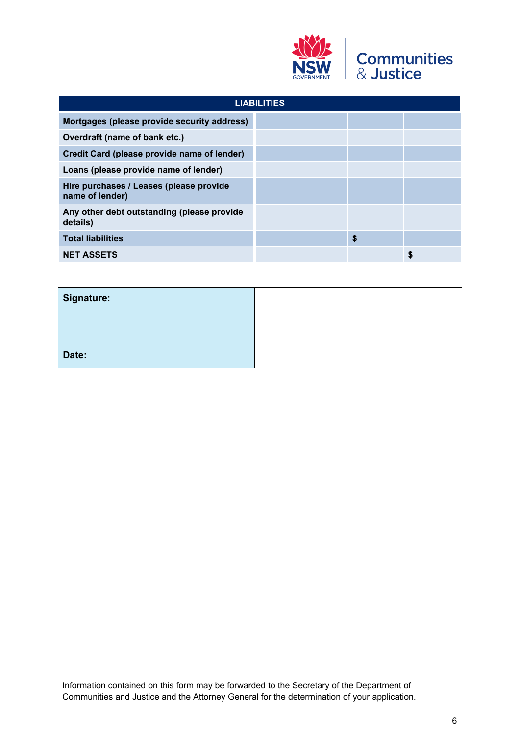| LIABILITIES | | | |
|---|---|---|---|
| **Mortgages (please provide security address)** | | | |
| **Overdraft (name of bank etc.)** | | | |
| **Credit Card (please provide name of lender)** | | | |
| **Loans (please provide name of lender)** | | | |
| **Hire purchases / Leases (please provide name of lender)** | | | |
| **Any other debt outstanding (please provide details)** | | | |
| **Total liabilities** | | **$** | |
| **NET ASSETS** | | | **$** |

| | |
|---|---|
| **Signature:** | |
| **Date:** | |

Information contained on this form may be forwarded to the Secretary of the Department of Communities and Justice and the Attorney General for the determination of your application.